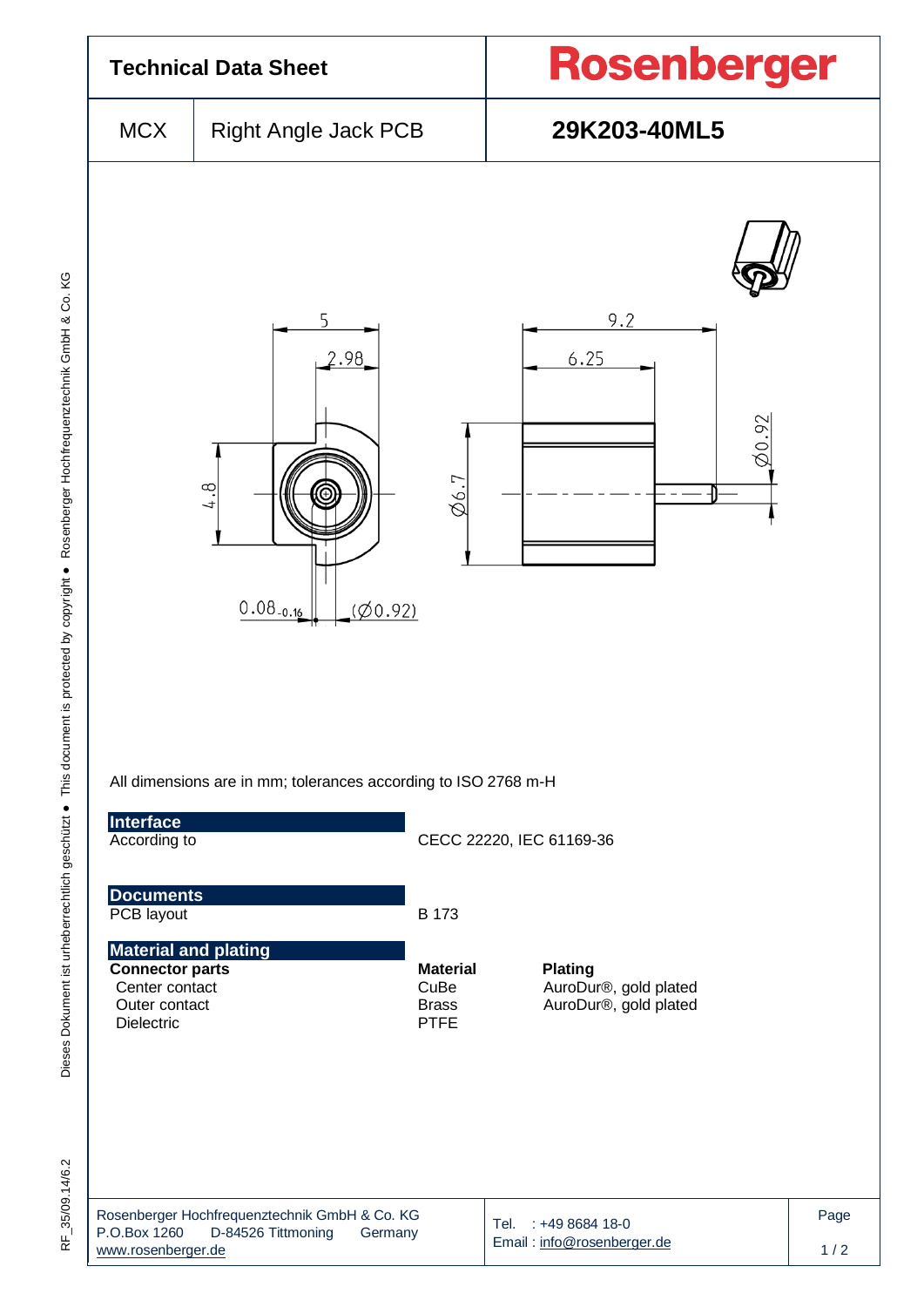# Technical Data Sheet

**Rosenberger**

| MCX | Right Angle Jack PCB | **29K203-40ML5** |
|---|---|---|

All dimensions are in mm; tolerances according to ISO 2768 m-H

## Interface

| | |
|---|---|
| According to | CECC 22220, IEC 61169-36 |

## Documents

| | |
|---|---|
| PCB layout | B 173 |

## Material and plating

| **Connector parts** | **Material** | **Plating** |
|---|---|---|
| Center contact | CuBe | AuroDur®, gold plated |
| Outer contact | Brass | AuroDur®, gold plated |
| Dielectric | PTFE | |

Rosenberger Hochfrequenztechnik GmbH & Co. KG
P.O.Box 1260 D-84526 Tittmoning Germany
www.rosenberger.de

Tel. : +49 8684 18-0
Email : info@rosenberger.de

Dieses Dokument ist urheberrechtlich geschützt ● This document is protected by copyright ● Rosenberger Hochfrequenztechnik GmbH & Co. KG

RF_35/09.14/6.2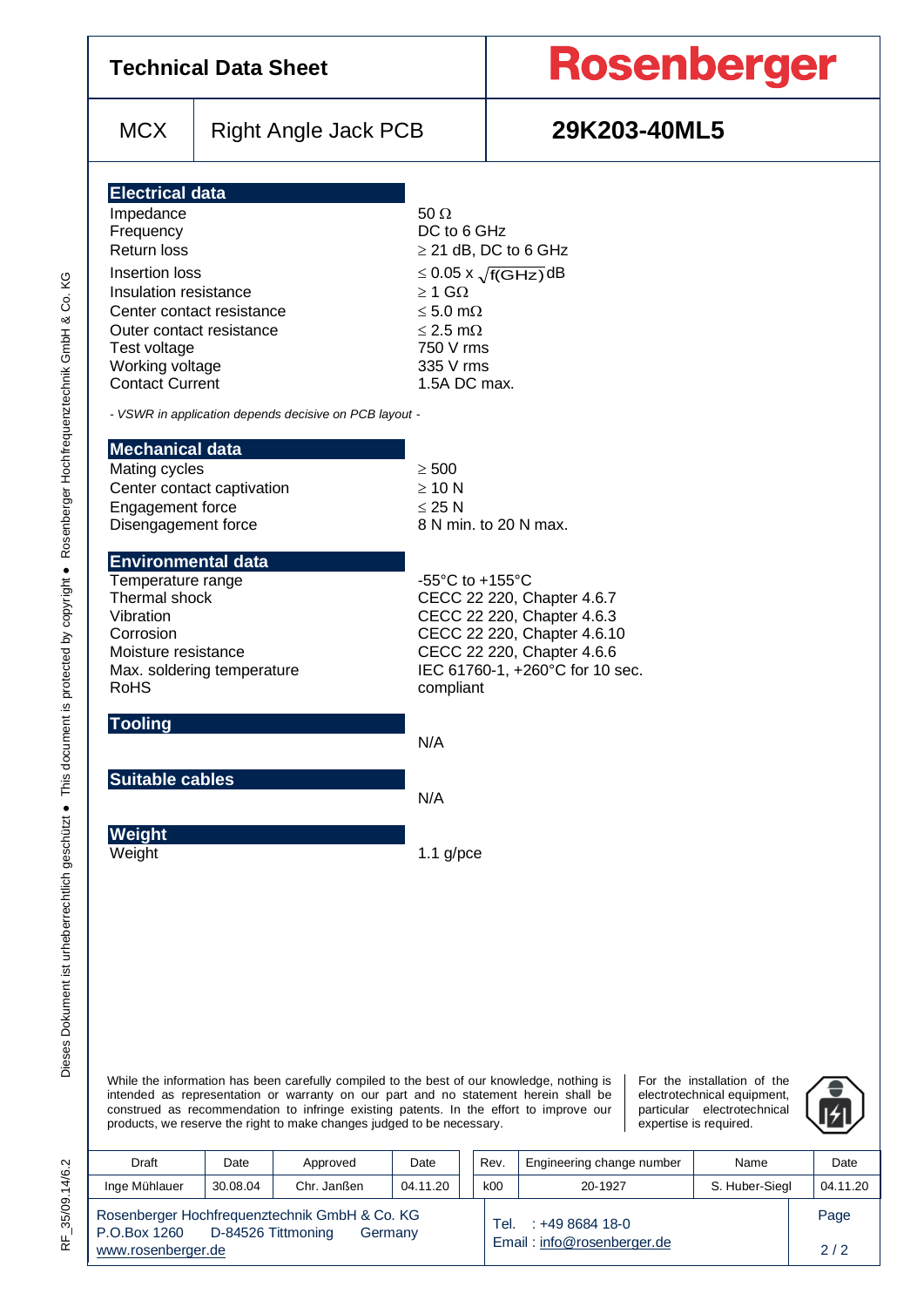# Technical Data Sheet

**Rosenberger**

MCX | Right Angle Jack PCB | **29K203-40ML5**

## Electrical data

| | |
|---|---|
| Impedance | 50 Ω |
| Frequency | DC to 6 GHz |
| Return loss | ≥ 21 dB, DC to 6 GHz |
| Insertion loss | ≤ 0.05 x $\sqrt{f(GHz)}$ dB |
| Insulation resistance | ≥ 1 GΩ |
| Center contact resistance | ≤ 5.0 mΩ |
| Outer contact resistance | ≤ 2.5 mΩ |
| Test voltage | 750 V rms |
| Working voltage | 335 V rms |
| Contact Current | 1.5A DC max. |

*- VSWR in application depends decisive on PCB layout -*

## Mechanical data

| | |
|---|---|
| Mating cycles | ≥ 500 |
| Center contact captivation | ≥ 10 N |
| Engagement force | ≤ 25 N |
| Disengagement force | 8 N min. to 20 N max. |

## Environmental data

| | |
|---|---|
| Temperature range | -55°C to +155°C |
| Thermal shock | CECC 22 220, Chapter 4.6.7 |
| Vibration | CECC 22 220, Chapter 4.6.3 |
| Corrosion | CECC 22 220, Chapter 4.6.10 |
| Moisture resistance | CECC 22 220, Chapter 4.6.6 |
| Max. soldering temperature | IEC 61760-1, +260°C for 10 sec. |
| RoHS | compliant |

## Tooling

N/A

## Suitable cables

N/A

## Weight

| | |
|---|---|
| Weight | 1.1 g/pce |

While the information has been carefully compiled to the best of our knowledge, nothing is intended as representation or warranty on our part and no statement herein shall be construed as recommendation to infringe existing patents. In the effort to improve our products, we reserve the right to make changes judged to be necessary.

For the installation of the electrotechnical equipment, particular electrotechnical expertise is required.

| Draft | Date | Approved | Date | Rev. | Engineering change number | Name | Date |
|---|---|---|---|---|---|---|---|
| Inge Mühlauer | 30.08.04 | Chr. Janßen | 04.11.20 | k00 | 20-1927 | S. Huber-Siegl | 04.11.20 |

Rosenberger Hochfrequenztechnik GmbH & Co. KG
P.O.Box 1260 D-84526 Tittmoning Germany
www.rosenberger.de

Tel. : +49 8684 18-0
Email : info@rosenberger.de

Dieses Dokument ist urheberrechtlich geschützt ● This document is protected by copyright ● Rosenberger Hochfrequenztechnik GmbH & Co. KG

RF_35/09.14/6.2